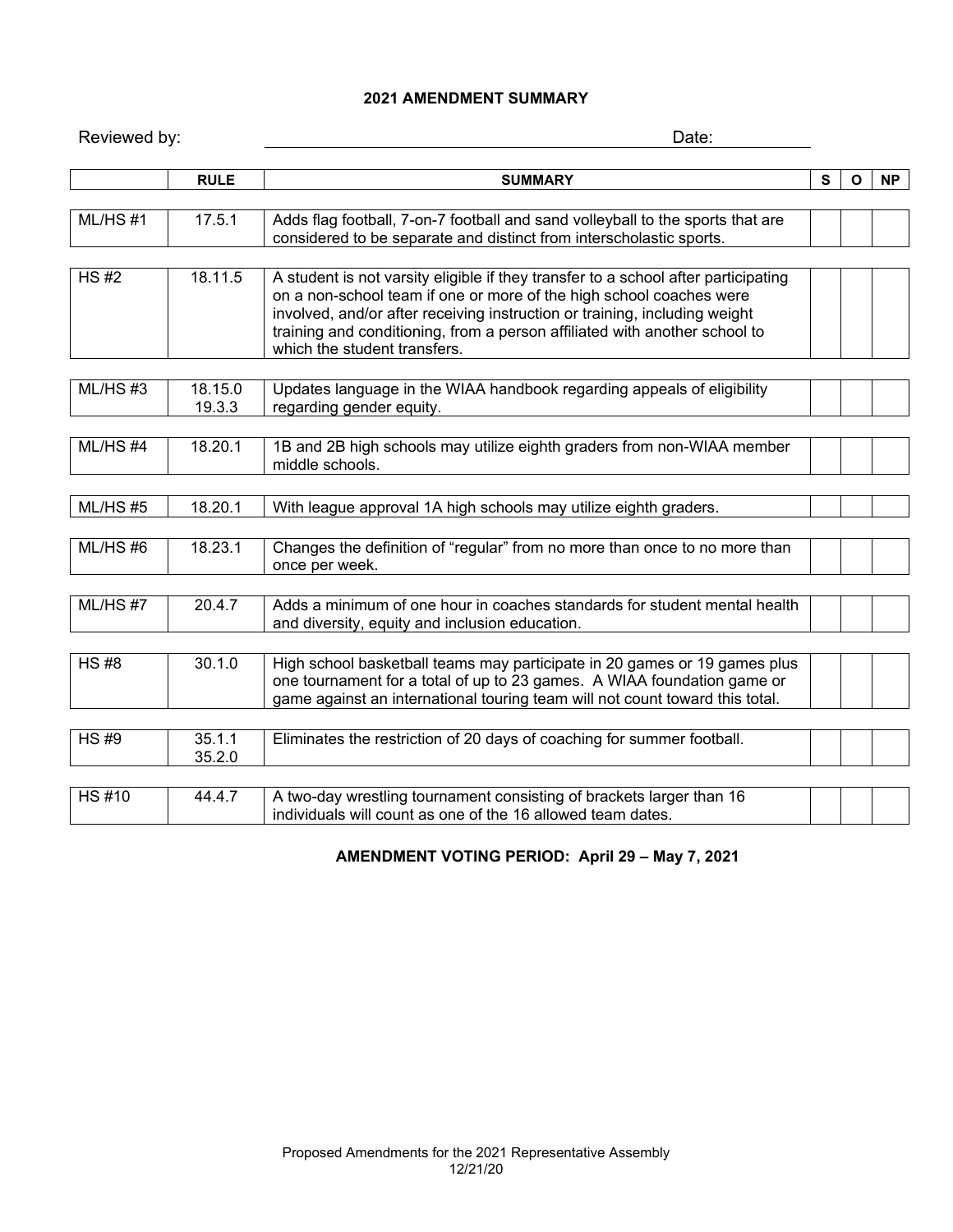# 2021 AMENDMENT SUMMARY

Reviewed by: ______________________________ Date: __________

| | RULE | SUMMARY | S | O | NP |
|---|---|---|---|---|---|
| ML/HS #1 | 17.5.1 | Adds flag football, 7-on-7 football and sand volleyball to the sports that are considered to be separate and distinct from interscholastic sports. | | | |
| HS #2 | 18.11.5 | A student is not varsity eligible if they transfer to a school after participating on a non-school team if one or more of the high school coaches were involved, and/or after receiving instruction or training, including weight training and conditioning, from a person affiliated with another school to which the student transfers. | | | |
| ML/HS #3 | 18.15.0<br>19.3.3 | Updates language in the WIAA handbook regarding appeals of eligibility regarding gender equity. | | | |
| ML/HS #4 | 18.20.1 | 1B and 2B high schools may utilize eighth graders from non-WIAA member middle schools. | | | |
| ML/HS #5 | 18.20.1 | With league approval 1A high schools may utilize eighth graders. | | | |
| ML/HS #6 | 18.23.1 | Changes the definition of "regular" from no more than once to no more than once per week. | | | |
| ML/HS #7 | 20.4.7 | Adds a minimum of one hour in coaches standards for student mental health and diversity, equity and inclusion education. | | | |
| HS #8 | 30.1.0 | High school basketball teams may participate in 20 games or 19 games plus one tournament for a total of up to 23 games. A WIAA foundation game or game against an international touring team will not count toward this total. | | | |
| HS #9 | 35.1.1<br>35.2.0 | Eliminates the restriction of 20 days of coaching for summer football. | | | |
| HS #10 | 44.4.7 | A two-day wrestling tournament consisting of brackets larger than 16 individuals will count as one of the 16 allowed team dates. | | | |

**AMENDMENT VOTING PERIOD: April 29 – May 7, 2021**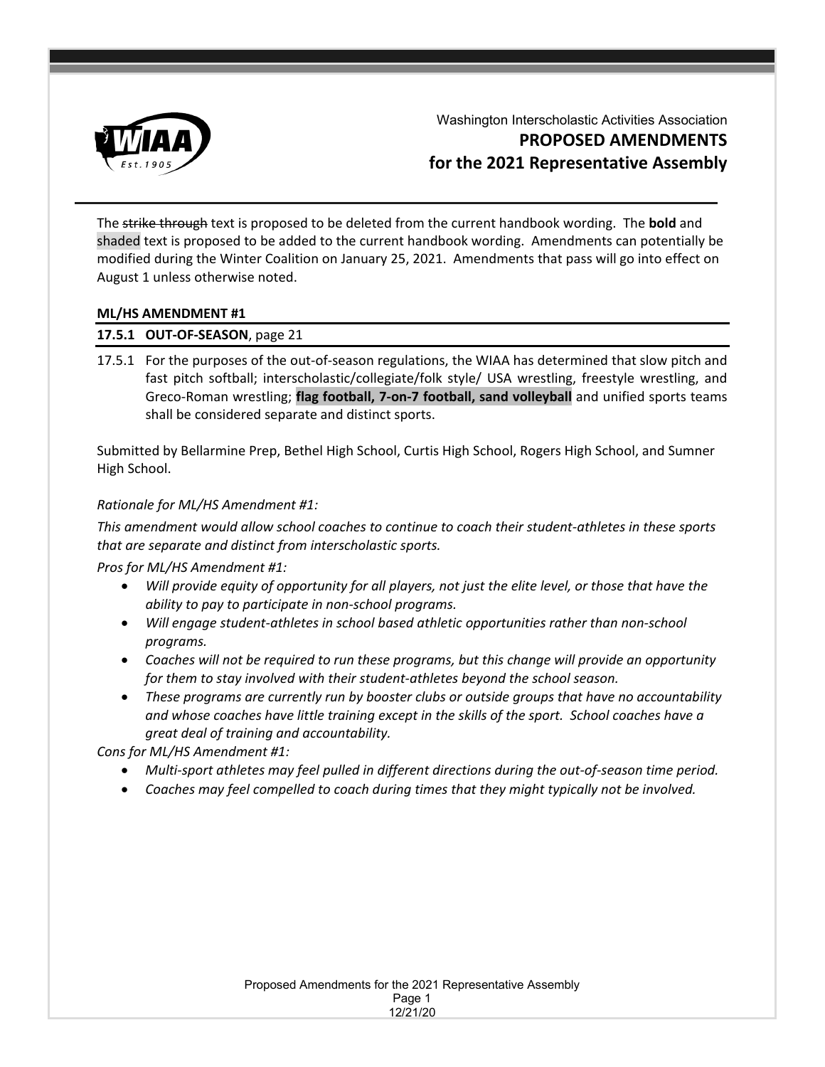Washington Interscholastic Activities Association

# PROPOSED AMENDMENTS for the 2021 Representative Assembly

The ~~strike through~~ text is proposed to be deleted from the current handbook wording. The **bold** and shaded text is proposed to be added to the current handbook wording. Amendments can potentially be modified during the Winter Coalition on January 25, 2021. Amendments that pass will go into effect on August 1 unless otherwise noted.

## ML/HS AMENDMENT #1

### 17.5.1 OUT-OF-SEASON, page 21

17.5.1 For the purposes of the out-of-season regulations, the WIAA has determined that slow pitch and fast pitch softball; interscholastic/collegiate/folk style/ USA wrestling, freestyle wrestling, and Greco-Roman wrestling; **flag football, 7-on-7 football, sand volleyball** and unified sports teams shall be considered separate and distinct sports.

Submitted by Bellarmine Prep, Bethel High School, Curtis High School, Rogers High School, and Sumner High School.

*Rationale for ML/HS Amendment #1:*

*This amendment would allow school coaches to continue to coach their student-athletes in these sports that are separate and distinct from interscholastic sports.*

*Pros for ML/HS Amendment #1:*

- *Will provide equity of opportunity for all players, not just the elite level, or those that have the ability to pay to participate in non-school programs.*
- *Will engage student-athletes in school based athletic opportunities rather than non-school programs.*
- *Coaches will not be required to run these programs, but this change will provide an opportunity for them to stay involved with their student-athletes beyond the school season.*
- *These programs are currently run by booster clubs or outside groups that have no accountability and whose coaches have little training except in the skills of the sport. School coaches have a great deal of training and accountability.*

*Cons for ML/HS Amendment #1:*

- *Multi-sport athletes may feel pulled in different directions during the out-of-season time period.*
- *Coaches may feel compelled to coach during times that they might typically not be involved.*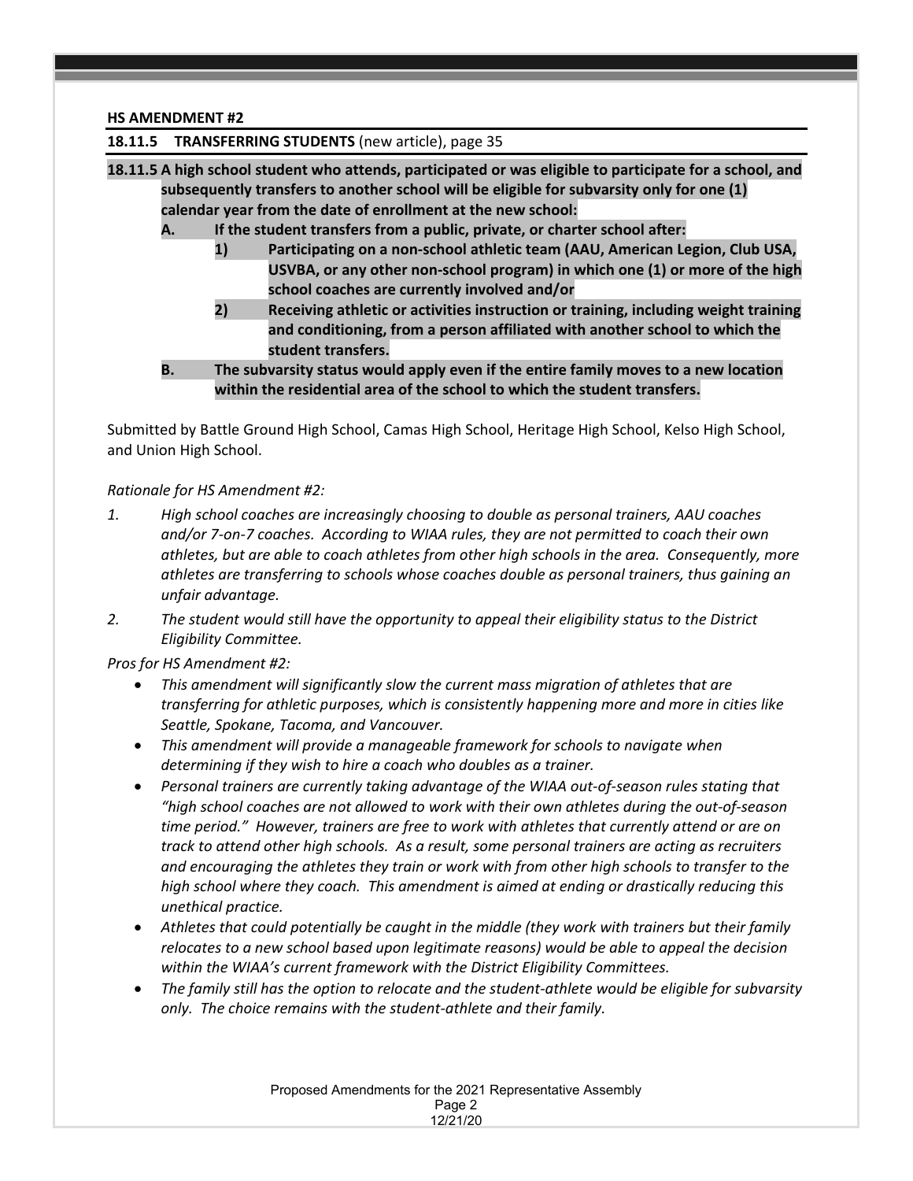**HS AMENDMENT #2**

**18.11.5 TRANSFERRING STUDENTS** (new article), page 35

**18.11.5 A high school student who attends, participated or was eligible to participate for a school, and subsequently transfers to another school will be eligible for subvarsity only for one (1) calendar year from the date of enrollment at the new school:**

- **A. If the student transfers from a public, private, or charter school after:**
  - **1) Participating on a non-school athletic team (AAU, American Legion, Club USA, USVBA, or any other non-school program) in which one (1) or more of the high school coaches are currently involved and/or**
  - **2) Receiving athletic or activities instruction or training, including weight training and conditioning, from a person affiliated with another school to which the student transfers.**
- **B. The subvarsity status would apply even if the entire family moves to a new location within the residential area of the school to which the student transfers.**

Submitted by Battle Ground High School, Camas High School, Heritage High School, Kelso High School, and Union High School.

*Rationale for HS Amendment #2:*

1. *High school coaches are increasingly choosing to double as personal trainers, AAU coaches and/or 7-on-7 coaches. According to WIAA rules, they are not permitted to coach their own athletes, but are able to coach athletes from other high schools in the area. Consequently, more athletes are transferring to schools whose coaches double as personal trainers, thus gaining an unfair advantage.*
2. *The student would still have the opportunity to appeal their eligibility status to the District Eligibility Committee.*

*Pros for HS Amendment #2:*

- *This amendment will significantly slow the current mass migration of athletes that are transferring for athletic purposes, which is consistently happening more and more in cities like Seattle, Spokane, Tacoma, and Vancouver.*
- *This amendment will provide a manageable framework for schools to navigate when determining if they wish to hire a coach who doubles as a trainer.*
- *Personal trainers are currently taking advantage of the WIAA out-of-season rules stating that "high school coaches are not allowed to work with their own athletes during the out-of-season time period." However, trainers are free to work with athletes that currently attend or are on track to attend other high schools. As a result, some personal trainers are acting as recruiters and encouraging the athletes they train or work with from other high schools to transfer to the high school where they coach. This amendment is aimed at ending or drastically reducing this unethical practice.*
- *Athletes that could potentially be caught in the middle (they work with trainers but their family relocates to a new school based upon legitimate reasons) would be able to appeal the decision within the WIAA's current framework with the District Eligibility Committees.*
- *The family still has the option to relocate and the student-athlete would be eligible for subvarsity only. The choice remains with the student-athlete and their family.*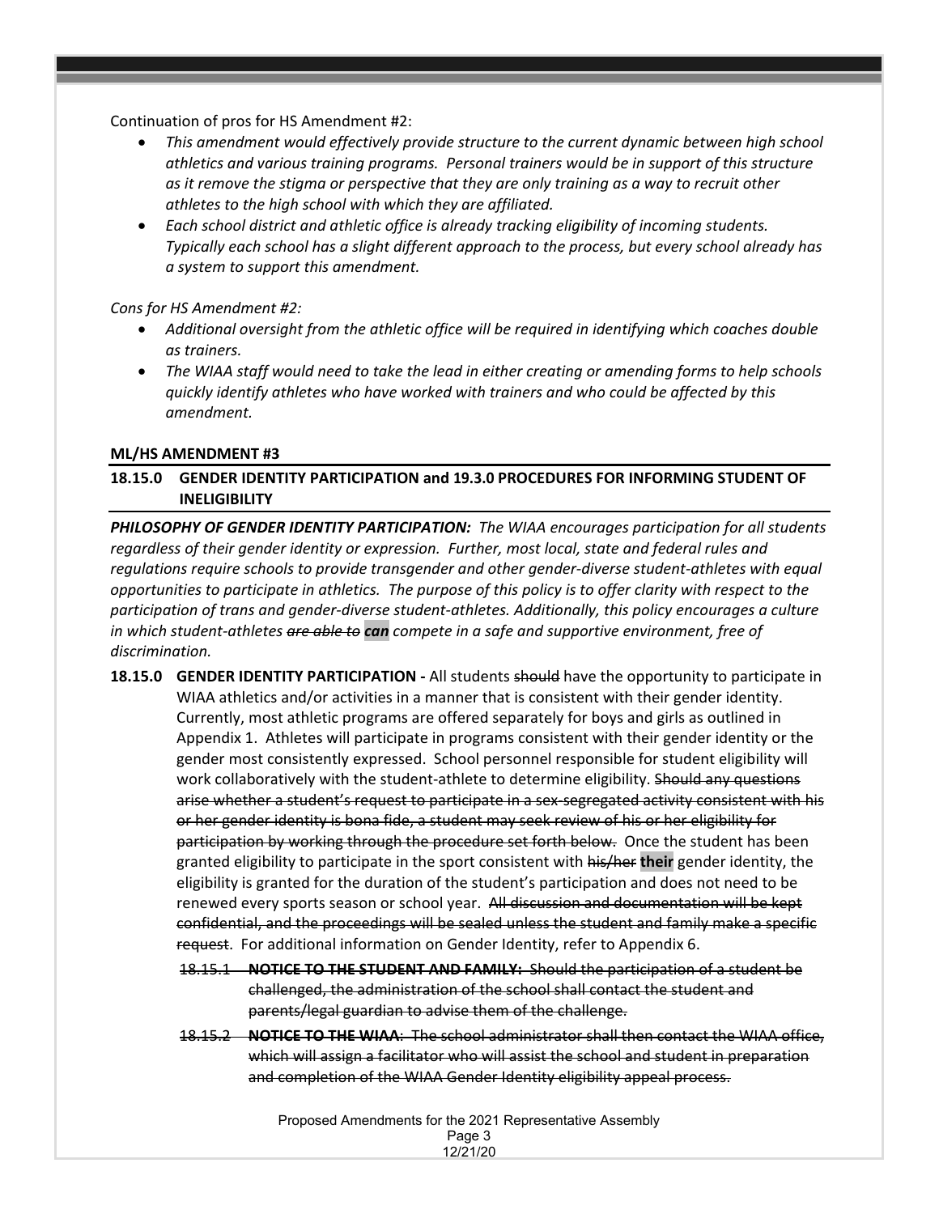Continuation of pros for HS Amendment #2:

- *This amendment would effectively provide structure to the current dynamic between high school athletics and various training programs. Personal trainers would be in support of this structure as it remove the stigma or perspective that they are only training as a way to recruit other athletes to the high school with which they are affiliated.*
- *Each school district and athletic office is already tracking eligibility of incoming students. Typically each school has a slight different approach to the process, but every school already has a system to support this amendment.*

*Cons for HS Amendment #2:*

- *Additional oversight from the athletic office will be required in identifying which coaches double as trainers.*
- *The WIAA staff would need to take the lead in either creating or amending forms to help schools quickly identify athletes who have worked with trainers and who could be affected by this amendment.*

**ML/HS AMENDMENT #3**

**18.15.0 GENDER IDENTITY PARTICIPATION and 19.3.0 PROCEDURES FOR INFORMING STUDENT OF INELIGIBILITY**

***PHILOSOPHY OF GENDER IDENTITY PARTICIPATION:*** *The WIAA encourages participation for all students regardless of their gender identity or expression. Further, most local, state and federal rules and regulations require schools to provide transgender and other gender-diverse student-athletes with equal opportunities to participate in athletics. The purpose of this policy is to offer clarity with respect to the participation of trans and gender-diverse student-athletes. Additionally, this policy encourages a culture in which student-athletes ~~are able to~~* ***can*** *compete in a safe and supportive environment, free of discrimination.*

**18.15.0 GENDER IDENTITY PARTICIPATION -** All students ~~should~~ have the opportunity to participate in WIAA athletics and/or activities in a manner that is consistent with their gender identity. Currently, most athletic programs are offered separately for boys and girls as outlined in Appendix 1. Athletes will participate in programs consistent with their gender identity or the gender most consistently expressed. School personnel responsible for student eligibility will work collaboratively with the student-athlete to determine eligibility. ~~Should any questions arise whether a student's request to participate in a sex-segregated activity consistent with his or her gender identity is bona fide, a student may seek review of his or her eligibility for participation by working through the procedure set forth below.~~ Once the student has been granted eligibility to participate in the sport consistent with ~~his/her~~ **their** gender identity, the eligibility is granted for the duration of the student's participation and does not need to be renewed every sports season or school year. ~~All discussion and documentation will be kept confidential, and the proceedings will be sealed unless the student and family make a specific request~~. For additional information on Gender Identity, refer to Appendix 6.

~~18.15.1 **NOTICE TO THE STUDENT AND FAMILY:** Should the participation of a student be challenged, the administration of the school shall contact the student and parents/legal guardian to advise them of the challenge.~~

~~18.15.2 **NOTICE TO THE WIAA**: The school administrator shall then contact the WIAA office, which will assign a facilitator who will assist the school and student in preparation and completion of the WIAA Gender Identity eligibility appeal process.~~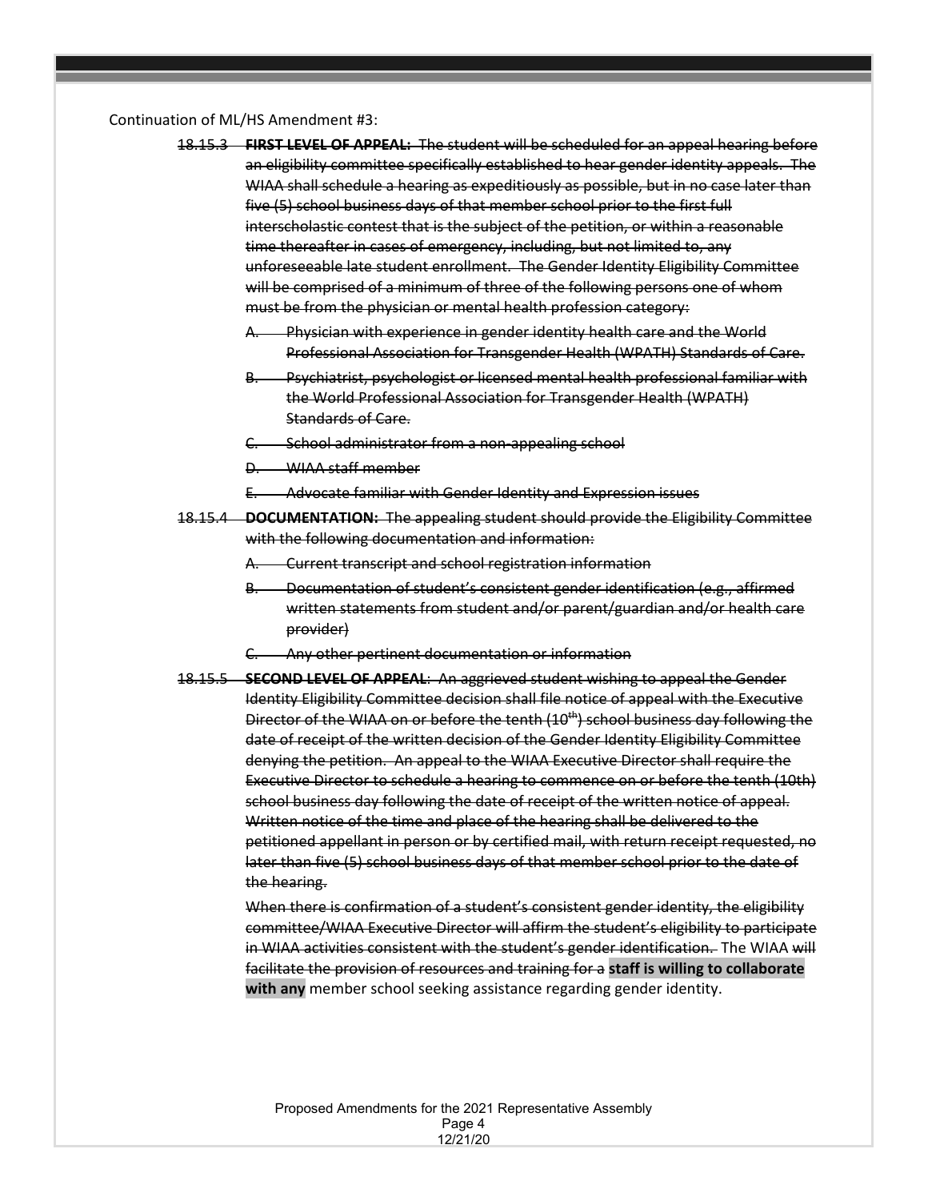Continuation of ML/HS Amendment #3:

~~18.15.3 **FIRST LEVEL OF APPEAL:** The student will be scheduled for an appeal hearing before an eligibility committee specifically established to hear gender identity appeals. The WIAA shall schedule a hearing as expeditiously as possible, but in no case later than five (5) school business days of that member school prior to the first full interscholastic contest that is the subject of the petition, or within a reasonable time thereafter in cases of emergency, including, but not limited to, any unforeseeable late student enrollment. The Gender Identity Eligibility Committee will be comprised of a minimum of three of the following persons one of whom must be from the physician or mental health profession category:~~

~~A. Physician with experience in gender identity health care and the World Professional Association for Transgender Health (WPATH) Standards of Care.~~

~~B. Psychiatrist, psychologist or licensed mental health professional familiar with the World Professional Association for Transgender Health (WPATH) Standards of Care.~~

~~C. School administrator from a non-appealing school~~

~~D. WIAA staff member~~

~~E. Advocate familiar with Gender Identity and Expression issues~~

~~18.15.4 **DOCUMENTATION:** The appealing student should provide the Eligibility Committee with the following documentation and information:~~

~~A. Current transcript and school registration information~~

~~B. Documentation of student's consistent gender identification (e.g., affirmed written statements from student and/or parent/guardian and/or health care provider)~~

~~C. Any other pertinent documentation or information~~

~~18.15.5 **SECOND LEVEL OF APPEAL**: An aggrieved student wishing to appeal the Gender Identity Eligibility Committee decision shall file notice of appeal with the Executive Director of the WIAA on or before the tenth (10th) school business day following the date of receipt of the written decision of the Gender Identity Eligibility Committee denying the petition. An appeal to the WIAA Executive Director shall require the Executive Director to schedule a hearing to commence on or before the tenth (10th) school business day following the date of receipt of the written notice of appeal. Written notice of the time and place of the hearing shall be delivered to the petitioned appellant in person or by certified mail, with return receipt requested, no later than five (5) school business days of that member school prior to the date of the hearing.~~

~~When there is confirmation of a student's consistent gender identity, the eligibility committee/WIAA Executive Director will affirm the student's eligibility to participate in WIAA activities consistent with the student's gender identification.~~ The WIAA ~~will facilitate the provision of resources and training for a~~ **staff is willing to collaborate with any** member school seeking assistance regarding gender identity.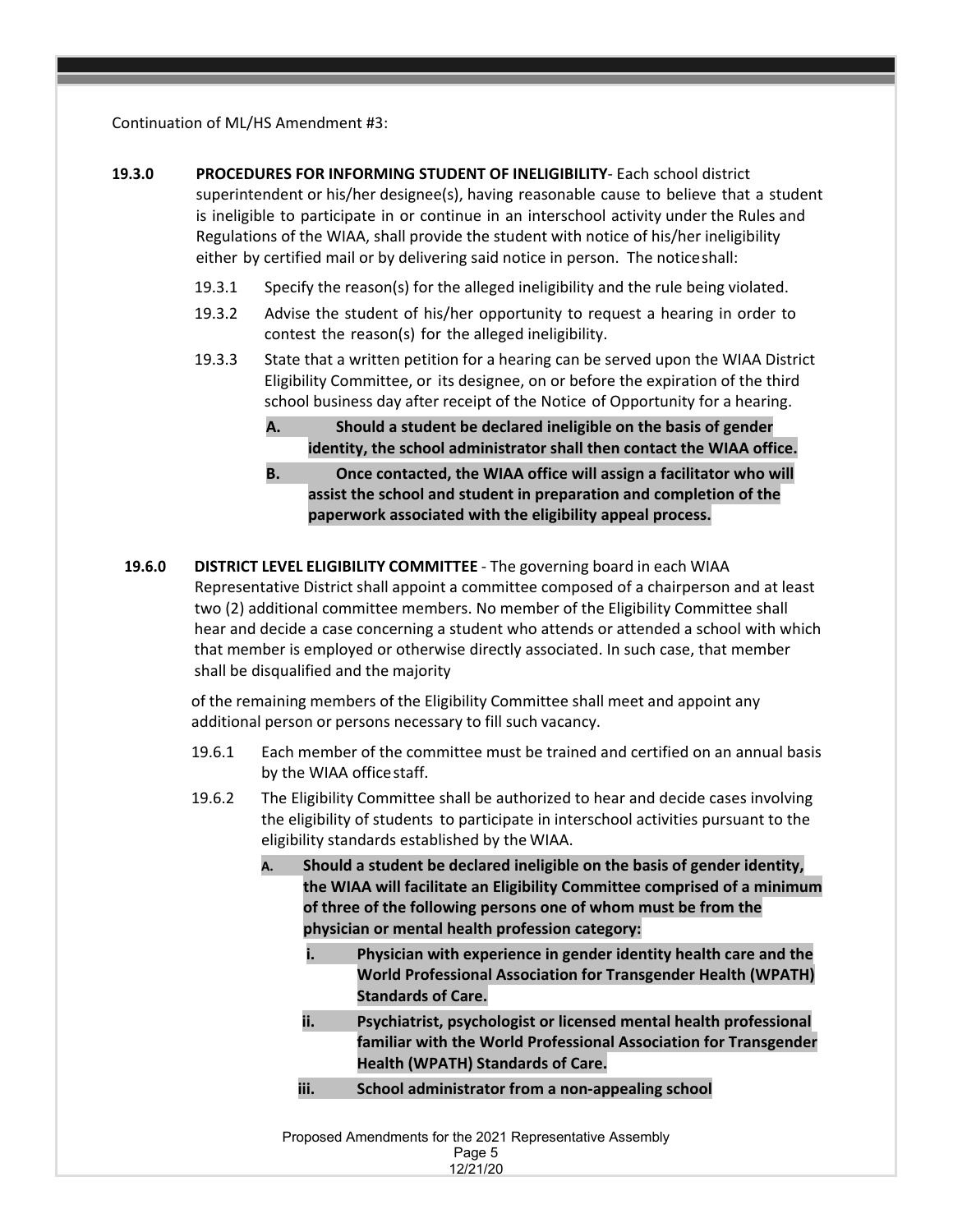Continuation of ML/HS Amendment #3:

**19.3.0 PROCEDURES FOR INFORMING STUDENT OF INELIGIBILITY**- Each school district superintendent or his/her designee(s), having reasonable cause to believe that a student is ineligible to participate in or continue in an interschool activity under the Rules and Regulations of the WIAA, shall provide the student with notice of his/her ineligibility either by certified mail or by delivering said notice in person. The notice shall:

- 19.3.1 Specify the reason(s) for the alleged ineligibility and the rule being violated.
- 19.3.2 Advise the student of his/her opportunity to request a hearing in order to contest the reason(s) for the alleged ineligibility.
- 19.3.3 State that a written petition for a hearing can be served upon the WIAA District Eligibility Committee, or its designee, on or before the expiration of the third school business day after receipt of the Notice of Opportunity for a hearing.
  - **A. Should a student be declared ineligible on the basis of gender identity, the school administrator shall then contact the WIAA office.**
  - **B. Once contacted, the WIAA office will assign a facilitator who will assist the school and student in preparation and completion of the paperwork associated with the eligibility appeal process.**

**19.6.0 DISTRICT LEVEL ELIGIBILITY COMMITTEE** - The governing board in each WIAA Representative District shall appoint a committee composed of a chairperson and at least two (2) additional committee members. No member of the Eligibility Committee shall hear and decide a case concerning a student who attends or attended a school with which that member is employed or otherwise directly associated. In such case, that member shall be disqualified and the majority of the remaining members of the Eligibility Committee shall meet and appoint any additional person or persons necessary to fill such vacancy.

- 19.6.1 Each member of the committee must be trained and certified on an annual basis by the WIAA office staff.
- 19.6.2 The Eligibility Committee shall be authorized to hear and decide cases involving the eligibility of students to participate in interschool activities pursuant to the eligibility standards established by the WIAA.
  - **A. Should a student be declared ineligible on the basis of gender identity, the WIAA will facilitate an Eligibility Committee comprised of a minimum of three of the following persons one of whom must be from the physician or mental health profession category:**
    - **i. Physician with experience in gender identity health care and the World Professional Association for Transgender Health (WPATH) Standards of Care.**
    - **ii. Psychiatrist, psychologist or licensed mental health professional familiar with the World Professional Association for Transgender Health (WPATH) Standards of Care.**
    - **iii. School administrator from a non-appealing school**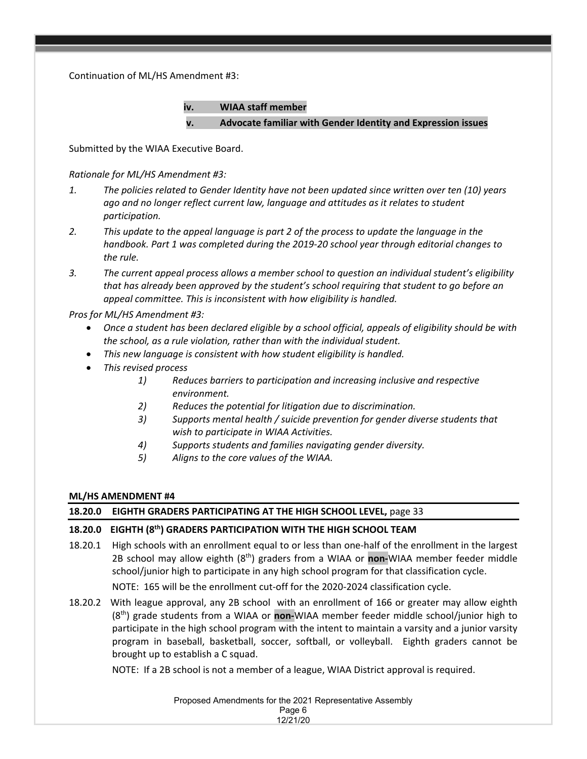Continuation of ML/HS Amendment #3:

**iv. WIAA staff member**

**v. Advocate familiar with Gender Identity and Expression issues**

Submitted by the WIAA Executive Board.

*Rationale for ML/HS Amendment #3:*

1. *The policies related to Gender Identity have not been updated since written over ten (10) years ago and no longer reflect current law, language and attitudes as it relates to student participation.*
2. *This update to the appeal language is part 2 of the process to update the language in the handbook. Part 1 was completed during the 2019-20 school year through editorial changes to the rule.*
3. *The current appeal process allows a member school to question an individual student's eligibility that has already been approved by the student's school requiring that student to go before an appeal committee. This is inconsistent with how eligibility is handled.*

*Pros for ML/HS Amendment #3:*

- *Once a student has been declared eligible by a school official, appeals of eligibility should be with the school, as a rule violation, rather than with the individual student.*
- *This new language is consistent with how student eligibility is handled.*
- *This revised process*
  1) *Reduces barriers to participation and increasing inclusive and respective environment.*
  2) *Reduces the potential for litigation due to discrimination.*
  3) *Supports mental health / suicide prevention for gender diverse students that wish to participate in WIAA Activities.*
  4) *Supports students and families navigating gender diversity.*
  5) *Aligns to the core values of the WIAA.*

**ML/HS AMENDMENT #4**

**18.20.0 EIGHTH GRADERS PARTICIPATING AT THE HIGH SCHOOL LEVEL,** page 33

**18.20.0 EIGHTH (8th) GRADERS PARTICIPATION WITH THE HIGH SCHOOL TEAM**

18.20.1 High schools with an enrollment equal to or less than one-half of the enrollment in the largest 2B school may allow eighth (8th) graders from a WIAA or **non-**WIAA member feeder middle school/junior high to participate in any high school program for that classification cycle.

NOTE: 165 will be the enrollment cut-off for the 2020-2024 classification cycle.

18.20.2 With league approval, any 2B school with an enrollment of 166 or greater may allow eighth (8th) grade students from a WIAA or **non-**WIAA member feeder middle school/junior high to participate in the high school program with the intent to maintain a varsity and a junior varsity program in baseball, basketball, soccer, softball, or volleyball. Eighth graders cannot be brought up to establish a C squad.

NOTE: If a 2B school is not a member of a league, WIAA District approval is required.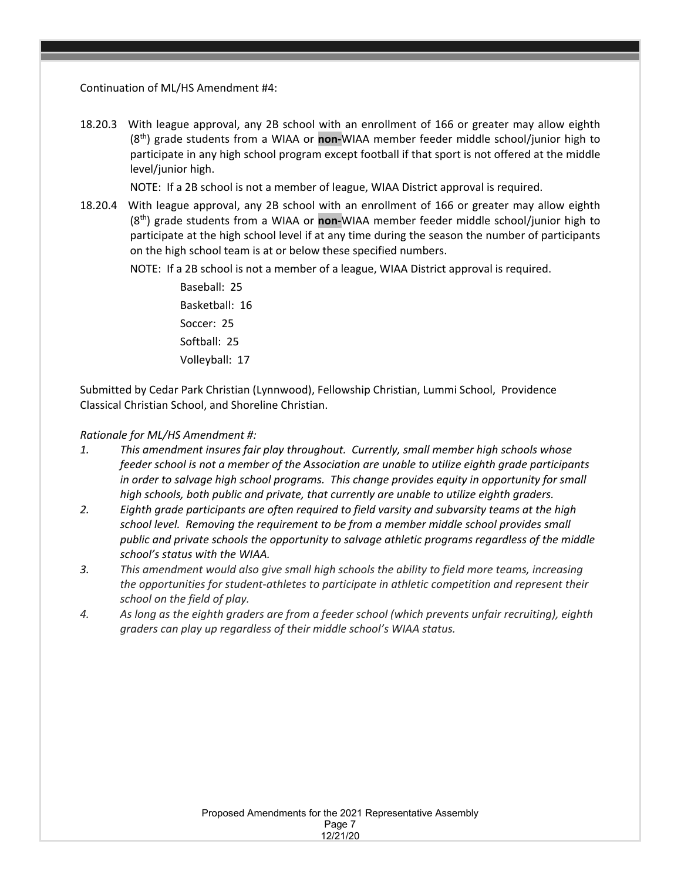Continuation of ML/HS Amendment #4:

18.20.3 With league approval, any 2B school with an enrollment of 166 or greater may allow eighth (8th) grade students from a WIAA or **non-**WIAA member feeder middle school/junior high to participate in any high school program except football if that sport is not offered at the middle level/junior high.

NOTE: If a 2B school is not a member of league, WIAA District approval is required.

18.20.4 With league approval, any 2B school with an enrollment of 166 or greater may allow eighth (8th) grade students from a WIAA or **non-**WIAA member feeder middle school/junior high to participate at the high school level if at any time during the season the number of participants on the high school team is at or below these specified numbers.

NOTE: If a 2B school is not a member of a league, WIAA District approval is required.

Baseball: 25
Basketball: 16
Soccer: 25
Softball: 25
Volleyball: 17

Submitted by Cedar Park Christian (Lynnwood), Fellowship Christian, Lummi School, Providence Classical Christian School, and Shoreline Christian.

*Rationale for ML/HS Amendment #:*

1. *This amendment insures fair play throughout. Currently, small member high schools whose feeder school is not a member of the Association are unable to utilize eighth grade participants in order to salvage high school programs. This change provides equity in opportunity for small high schools, both public and private, that currently are unable to utilize eighth graders.*
2. *Eighth grade participants are often required to field varsity and subvarsity teams at the high school level. Removing the requirement to be from a member middle school provides small public and private schools the opportunity to salvage athletic programs regardless of the middle school's status with the WIAA.*
3. *This amendment would also give small high schools the ability to field more teams, increasing the opportunities for student-athletes to participate in athletic competition and represent their school on the field of play.*
4. *As long as the eighth graders are from a feeder school (which prevents unfair recruiting), eighth graders can play up regardless of their middle school's WIAA status.*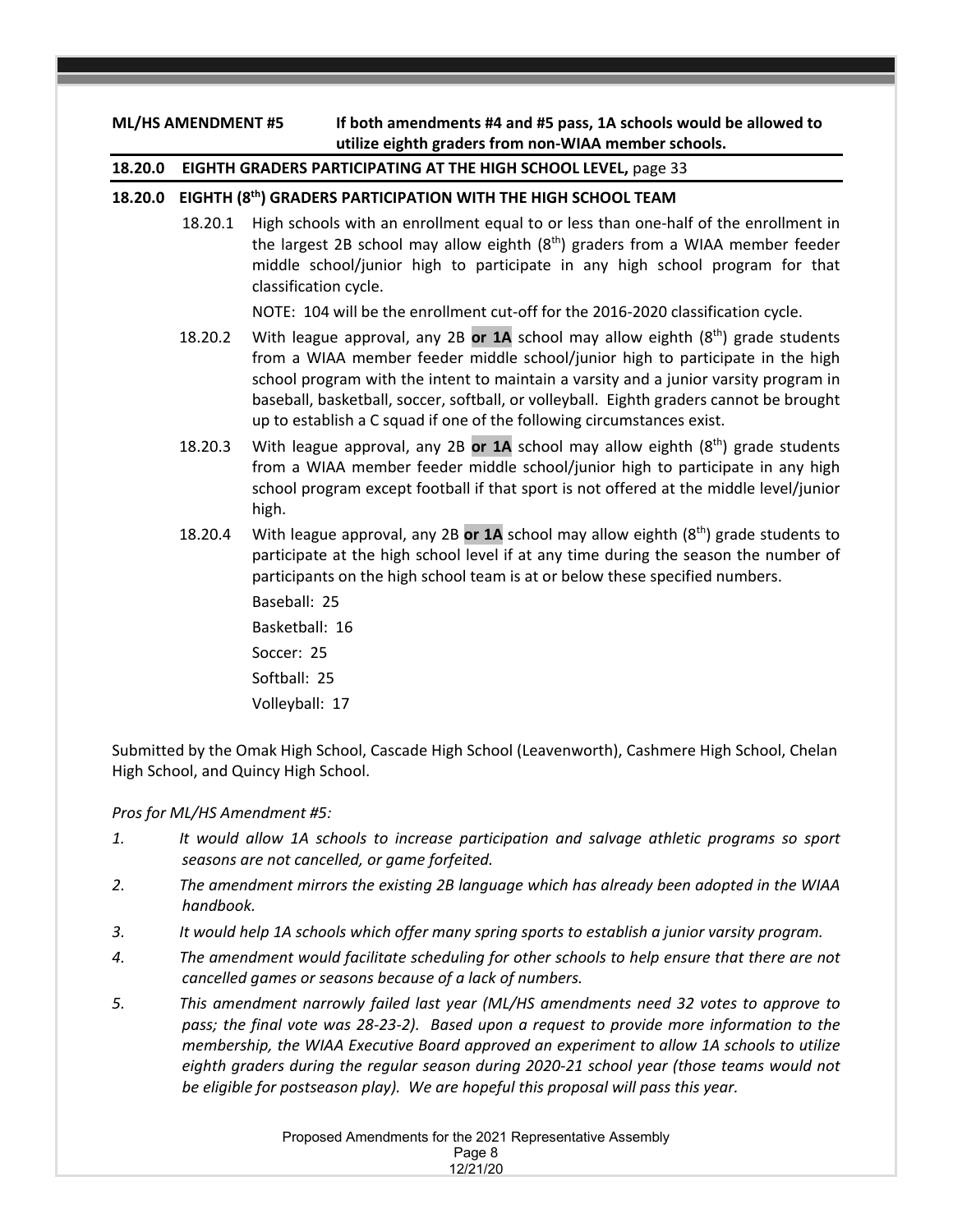**ML/HS AMENDMENT #5** **If both amendments #4 and #5 pass, 1A schools would be allowed to utilize eighth graders from non-WIAA member schools.**

**18.20.0 EIGHTH GRADERS PARTICIPATING AT THE HIGH SCHOOL LEVEL,** page 33

**18.20.0 EIGHTH (8th) GRADERS PARTICIPATION WITH THE HIGH SCHOOL TEAM**

18.20.1 High schools with an enrollment equal to or less than one-half of the enrollment in the largest 2B school may allow eighth (8th) graders from a WIAA member feeder middle school/junior high to participate in any high school program for that classification cycle.

NOTE: 104 will be the enrollment cut-off for the 2016-2020 classification cycle.

18.20.2 With league approval, any 2B **or 1A** school may allow eighth (8th) grade students from a WIAA member feeder middle school/junior high to participate in the high school program with the intent to maintain a varsity and a junior varsity program in baseball, basketball, soccer, softball, or volleyball. Eighth graders cannot be brought up to establish a C squad if one of the following circumstances exist.

18.20.3 With league approval, any 2B **or 1A** school may allow eighth (8th) grade students from a WIAA member feeder middle school/junior high to participate in any high school program except football if that sport is not offered at the middle level/junior high.

18.20.4 With league approval, any 2B **or 1A** school may allow eighth (8th) grade students to participate at the high school level if at any time during the season the number of participants on the high school team is at or below these specified numbers.

Baseball: 25

Basketball: 16

Soccer: 25

Softball: 25

Volleyball: 17

Submitted by the Omak High School, Cascade High School (Leavenworth), Cashmere High School, Chelan High School, and Quincy High School.

*Pros for ML/HS Amendment #5:*

1. *It would allow 1A schools to increase participation and salvage athletic programs so sport seasons are not cancelled, or game forfeited.*
2. *The amendment mirrors the existing 2B language which has already been adopted in the WIAA handbook.*
3. *It would help 1A schools which offer many spring sports to establish a junior varsity program.*
4. *The amendment would facilitate scheduling for other schools to help ensure that there are not cancelled games or seasons because of a lack of numbers.*
5. *This amendment narrowly failed last year (ML/HS amendments need 32 votes to approve to pass; the final vote was 28-23-2). Based upon a request to provide more information to the membership, the WIAA Executive Board approved an experiment to allow 1A schools to utilize eighth graders during the regular season during 2020-21 school year (those teams would not be eligible for postseason play). We are hopeful this proposal will pass this year.*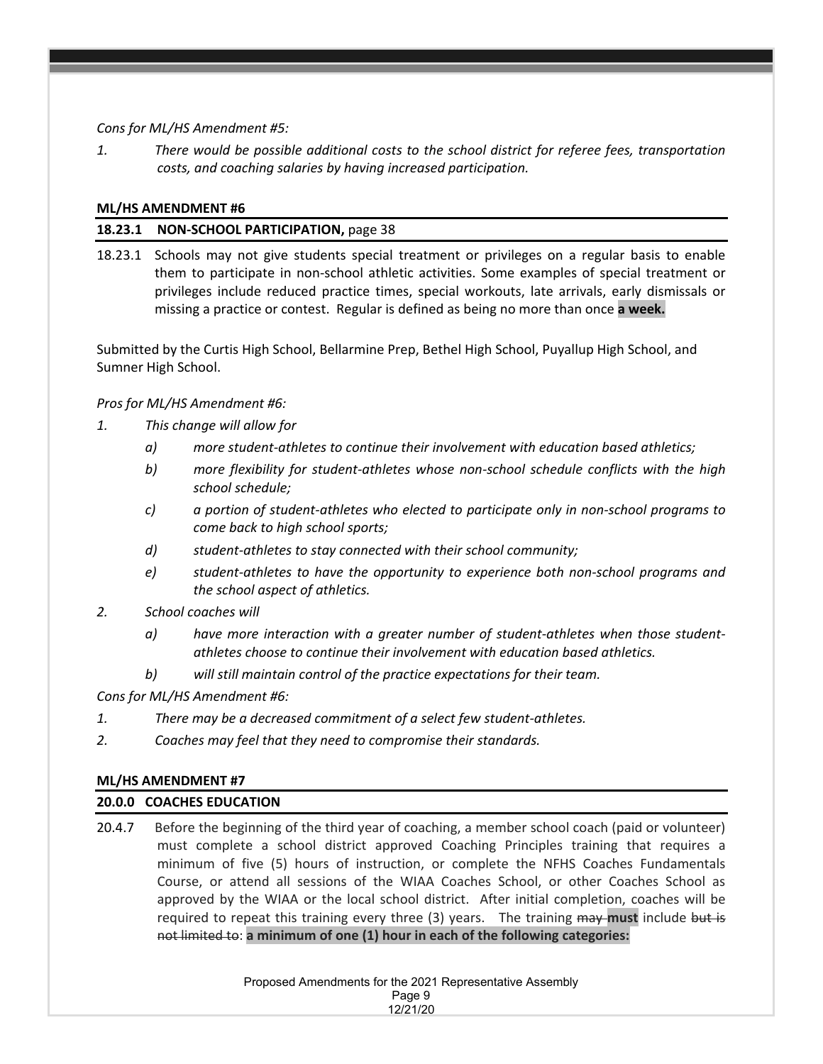*Cons for ML/HS Amendment #5:*

1. *There would be possible additional costs to the school district for referee fees, transportation costs, and coaching salaries by having increased participation.*

**ML/HS AMENDMENT #6**

**18.23.1 NON-SCHOOL PARTICIPATION,** page 38

18.23.1 Schools may not give students special treatment or privileges on a regular basis to enable them to participate in non-school athletic activities. Some examples of special treatment or privileges include reduced practice times, special workouts, late arrivals, early dismissals or missing a practice or contest. Regular is defined as being no more than once **a week.**

Submitted by the Curtis High School, Bellarmine Prep, Bethel High School, Puyallup High School, and Sumner High School.

*Pros for ML/HS Amendment #6:*

1. *This change will allow for*
    - a) *more student-athletes to continue their involvement with education based athletics;*
    - b) *more flexibility for student-athletes whose non-school schedule conflicts with the high school schedule;*
    - c) *a portion of student-athletes who elected to participate only in non-school programs to come back to high school sports;*
    - d) *student-athletes to stay connected with their school community;*
    - e) *student-athletes to have the opportunity to experience both non-school programs and the school aspect of athletics.*
2. *School coaches will*
    - a) *have more interaction with a greater number of student-athletes when those student-athletes choose to continue their involvement with education based athletics.*
    - b) *will still maintain control of the practice expectations for their team.*

*Cons for ML/HS Amendment #6:*

1. *There may be a decreased commitment of a select few student-athletes.*
2. *Coaches may feel that they need to compromise their standards.*

**ML/HS AMENDMENT #7**

**20.0.0 COACHES EDUCATION**

20.4.7 Before the beginning of the third year of coaching, a member school coach (paid or volunteer) must complete a school district approved Coaching Principles training that requires a minimum of five (5) hours of instruction, or complete the NFHS Coaches Fundamentals Course, or attend all sessions of the WIAA Coaches School, or other Coaches School as approved by the WIAA or the local school district. After initial completion, coaches will be required to repeat this training every three (3) years. The training ~~may~~ **must** include ~~but is not limited to~~: **a minimum of one (1) hour in each of the following categories:**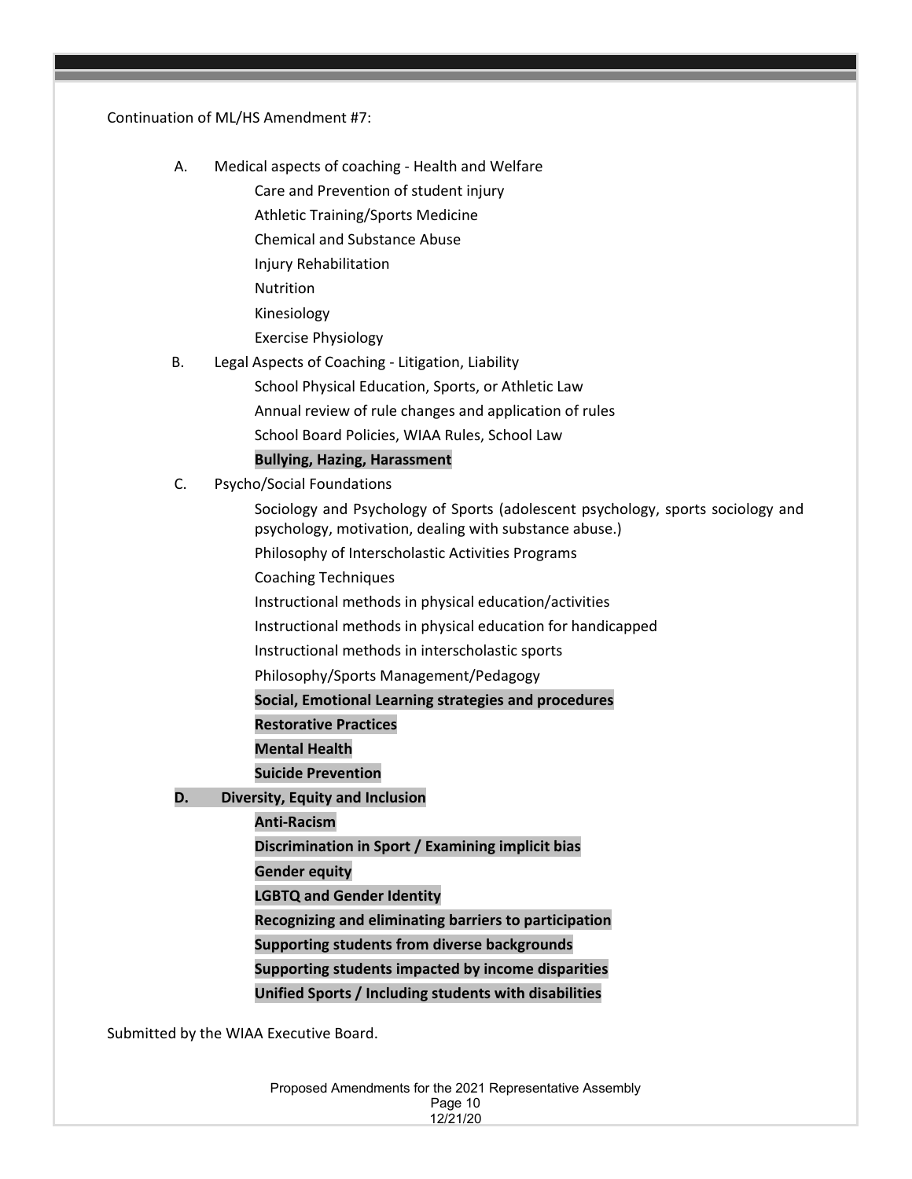Continuation of ML/HS Amendment #7:

A. Medical aspects of coaching - Health and Welfare
   - Care and Prevention of student injury
   - Athletic Training/Sports Medicine
   - Chemical and Substance Abuse
   - Injury Rehabilitation
   - Nutrition
   - Kinesiology
   - Exercise Physiology

B. Legal Aspects of Coaching - Litigation, Liability
   - School Physical Education, Sports, or Athletic Law
   - Annual review of rule changes and application of rules
   - School Board Policies, WIAA Rules, School Law
   - **Bullying, Hazing, Harassment**

C. Psycho/Social Foundations
   - Sociology and Psychology of Sports (adolescent psychology, sports sociology and psychology, motivation, dealing with substance abuse.)
   - Philosophy of Interscholastic Activities Programs
   - Coaching Techniques
   - Instructional methods in physical education/activities
   - Instructional methods in physical education for handicapped
   - Instructional methods in interscholastic sports
   - Philosophy/Sports Management/Pedagogy
   - **Social, Emotional Learning strategies and procedures**
   - **Restorative Practices**
   - **Mental Health**
   - **Suicide Prevention**

**D. Diversity, Equity and Inclusion**
   - **Anti-Racism**
   - **Discrimination in Sport / Examining implicit bias**
   - **Gender equity**
   - **LGBTQ and Gender Identity**
   - **Recognizing and eliminating barriers to participation**
   - **Supporting students from diverse backgrounds**
   - **Supporting students impacted by income disparities**
   - **Unified Sports / Including students with disabilities**

Submitted by the WIAA Executive Board.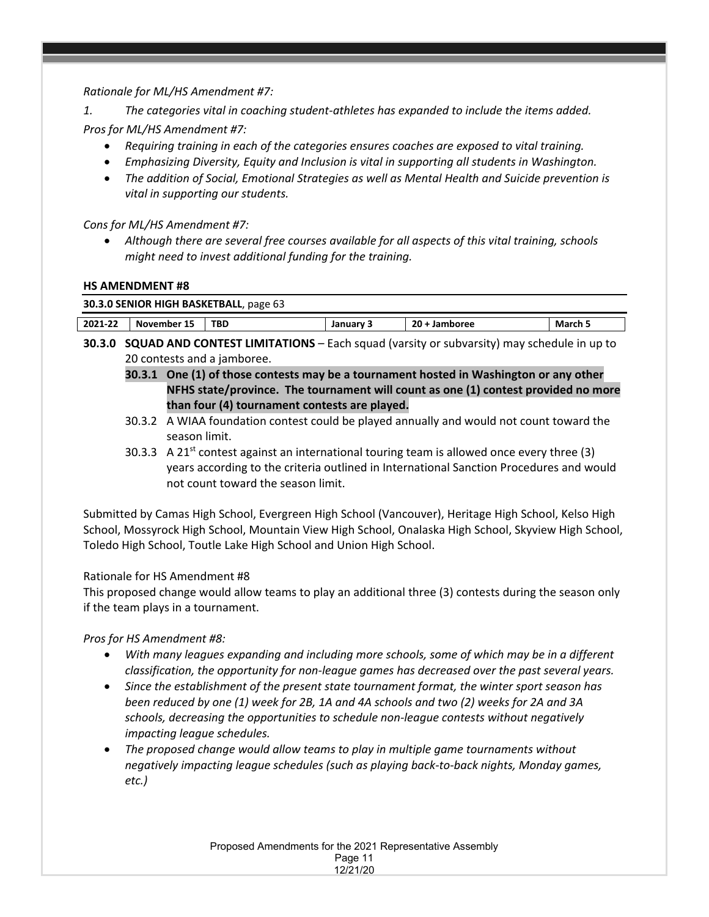*Rationale for ML/HS Amendment #7:*

*1. The categories vital in coaching student-athletes has expanded to include the items added.*

*Pros for ML/HS Amendment #7:*

- *Requiring training in each of the categories ensures coaches are exposed to vital training.*
- *Emphasizing Diversity, Equity and Inclusion is vital in supporting all students in Washington.*
- *The addition of Social, Emotional Strategies as well as Mental Health and Suicide prevention is vital in supporting our students.*

*Cons for ML/HS Amendment #7:*

- *Although there are several free courses available for all aspects of this vital training, schools might need to invest additional funding for the training.*

**HS AMENDMENT #8**

**30.3.0 SENIOR HIGH BASKETBALL**, page 63

| 2021-22 | November 15 | TBD | January 3 | 20 + Jamboree | March 5 |
|---|---|---|---|---|---|

**30.3.0 SQUAD AND CONTEST LIMITATIONS** – Each squad (varsity or subvarsity) may schedule in up to 20 contests and a jamboree.

**30.3.1 One (1) of those contests may be a tournament hosted in Washington or any other NFHS state/province. The tournament will count as one (1) contest provided no more than four (4) tournament contests are played.**

30.3.2 A WIAA foundation contest could be played annually and would not count toward the season limit.

30.3.3 A 21st contest against an international touring team is allowed once every three (3) years according to the criteria outlined in International Sanction Procedures and would not count toward the season limit.

Submitted by Camas High School, Evergreen High School (Vancouver), Heritage High School, Kelso High School, Mossyrock High School, Mountain View High School, Onalaska High School, Skyview High School, Toledo High School, Toutle Lake High School and Union High School.

Rationale for HS Amendment #8

This proposed change would allow teams to play an additional three (3) contests during the season only if the team plays in a tournament.

*Pros for HS Amendment #8:*

- *With many leagues expanding and including more schools, some of which may be in a different classification, the opportunity for non-league games has decreased over the past several years.*
- *Since the establishment of the present state tournament format, the winter sport season has been reduced by one (1) week for 2B, 1A and 4A schools and two (2) weeks for 2A and 3A schools, decreasing the opportunities to schedule non-league contests without negatively impacting league schedules.*
- *The proposed change would allow teams to play in multiple game tournaments without negatively impacting league schedules (such as playing back-to-back nights, Monday games, etc.)*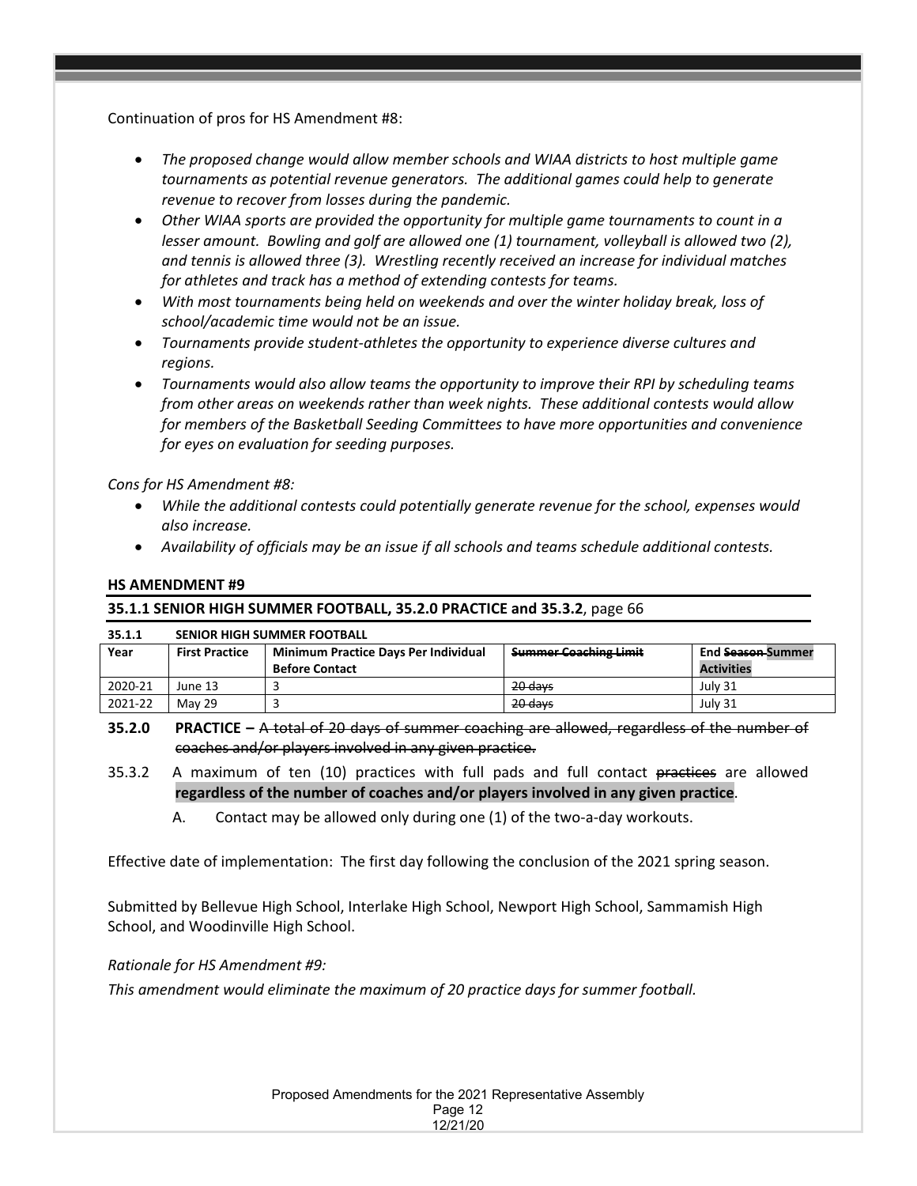Continuation of pros for HS Amendment #8:

- *The proposed change would allow member schools and WIAA districts to host multiple game tournaments as potential revenue generators. The additional games could help to generate revenue to recover from losses during the pandemic.*
- *Other WIAA sports are provided the opportunity for multiple game tournaments to count in a lesser amount. Bowling and golf are allowed one (1) tournament, volleyball is allowed two (2), and tennis is allowed three (3). Wrestling recently received an increase for individual matches for athletes and track has a method of extending contests for teams.*
- *With most tournaments being held on weekends and over the winter holiday break, loss of school/academic time would not be an issue.*
- *Tournaments provide student-athletes the opportunity to experience diverse cultures and regions.*
- *Tournaments would also allow teams the opportunity to improve their RPI by scheduling teams from other areas on weekends rather than week nights. These additional contests would allow for members of the Basketball Seeding Committees to have more opportunities and convenience for eyes on evaluation for seeding purposes.*

*Cons for HS Amendment #8:*

- *While the additional contests could potentially generate revenue for the school, expenses would also increase.*
- *Availability of officials may be an issue if all schools and teams schedule additional contests.*

**HS AMENDMENT #9**

**35.1.1 SENIOR HIGH SUMMER FOOTBALL, 35.2.0 PRACTICE and 35.3.2**, page 66

**35.1.1 SENIOR HIGH SUMMER FOOTBALL**

| Year | First Practice | Minimum Practice Days Per Individual Before Contact | ~~Summer Coaching Limit~~ | End ~~Season~~ **Summer Activities** |
|---|---|---|---|---|
| 2020-21 | June 13 | 3 | ~~20 days~~ | July 31 |
| 2021-22 | May 29 | 3 | ~~20 days~~ | July 31 |

**35.2.0 PRACTICE –** ~~A total of 20 days of summer coaching are allowed, regardless of the number of coaches and/or players involved in any given practice.~~

35.3.2 A maximum of ten (10) practices with full pads and full contact ~~practices~~ are allowed **regardless of the number of coaches and/or players involved in any given practice**.

A. Contact may be allowed only during one (1) of the two-a-day workouts.

Effective date of implementation: The first day following the conclusion of the 2021 spring season.

Submitted by Bellevue High School, Interlake High School, Newport High School, Sammamish High School, and Woodinville High School.

*Rationale for HS Amendment #9:*

*This amendment would eliminate the maximum of 20 practice days for summer football.*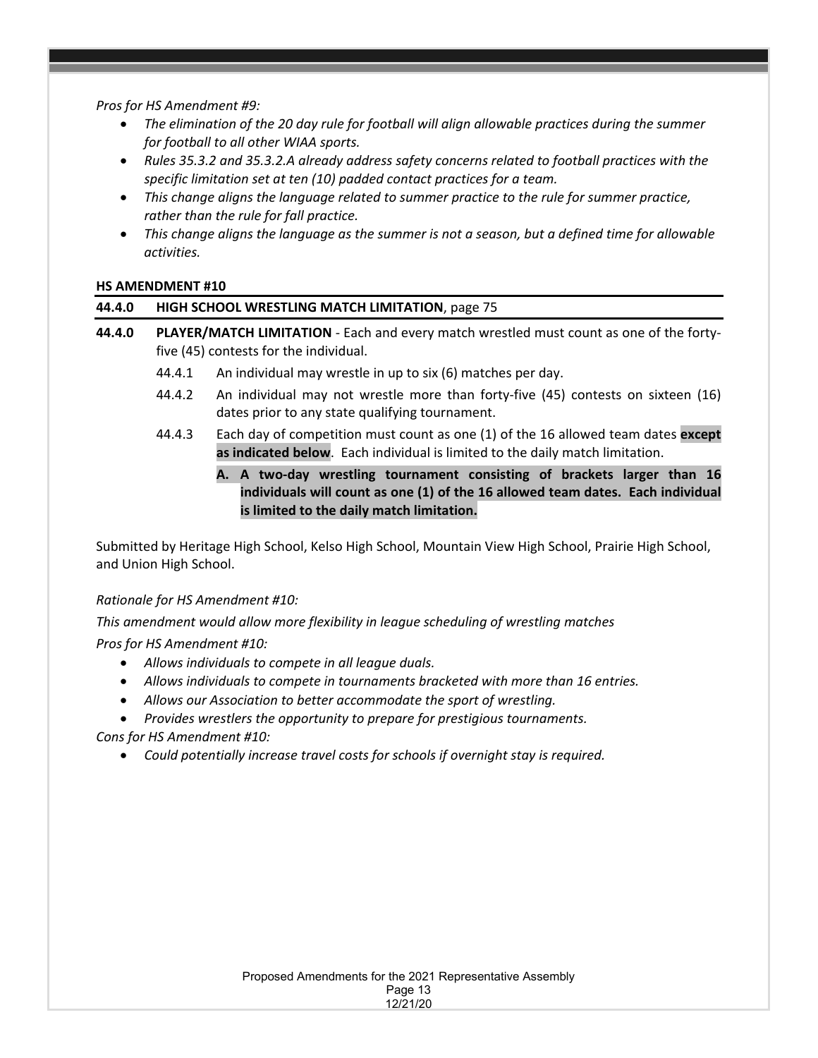*Pros for HS Amendment #9:*

- *The elimination of the 20 day rule for football will align allowable practices during the summer for football to all other WIAA sports.*
- *Rules 35.3.2 and 35.3.2.A already address safety concerns related to football practices with the specific limitation set at ten (10) padded contact practices for a team.*
- *This change aligns the language related to summer practice to the rule for summer practice, rather than the rule for fall practice.*
- *This change aligns the language as the summer is not a season, but a defined time for allowable activities.*

**HS AMENDMENT #10**

**44.4.0 HIGH SCHOOL WRESTLING MATCH LIMITATION**, page 75

**44.4.0 PLAYER/MATCH LIMITATION** - Each and every match wrestled must count as one of the forty-five (45) contests for the individual.

44.4.1 An individual may wrestle in up to six (6) matches per day.

44.4.2 An individual may not wrestle more than forty-five (45) contests on sixteen (16) dates prior to any state qualifying tournament.

44.4.3 Each day of competition must count as one (1) of the 16 allowed team dates **except as indicated below**. Each individual is limited to the daily match limitation.

**A. A two-day wrestling tournament consisting of brackets larger than 16 individuals will count as one (1) of the 16 allowed team dates. Each individual is limited to the daily match limitation.**

Submitted by Heritage High School, Kelso High School, Mountain View High School, Prairie High School, and Union High School.

*Rationale for HS Amendment #10:*

*This amendment would allow more flexibility in league scheduling of wrestling matches*

*Pros for HS Amendment #10:*

- *Allows individuals to compete in all league duals.*
- *Allows individuals to compete in tournaments bracketed with more than 16 entries.*
- *Allows our Association to better accommodate the sport of wrestling.*
- *Provides wrestlers the opportunity to prepare for prestigious tournaments.*

*Cons for HS Amendment #10:*

- *Could potentially increase travel costs for schools if overnight stay is required.*